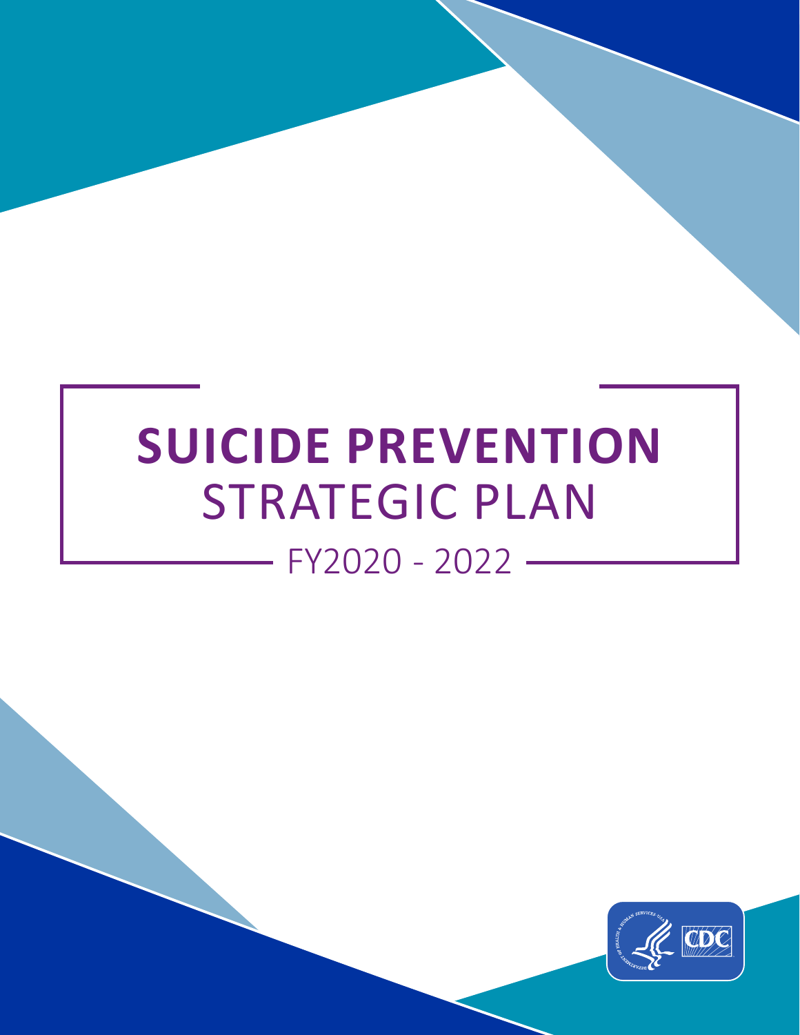# SUICIDE PREVENTION STRATEGIC PLAN

## FY2020 - 2022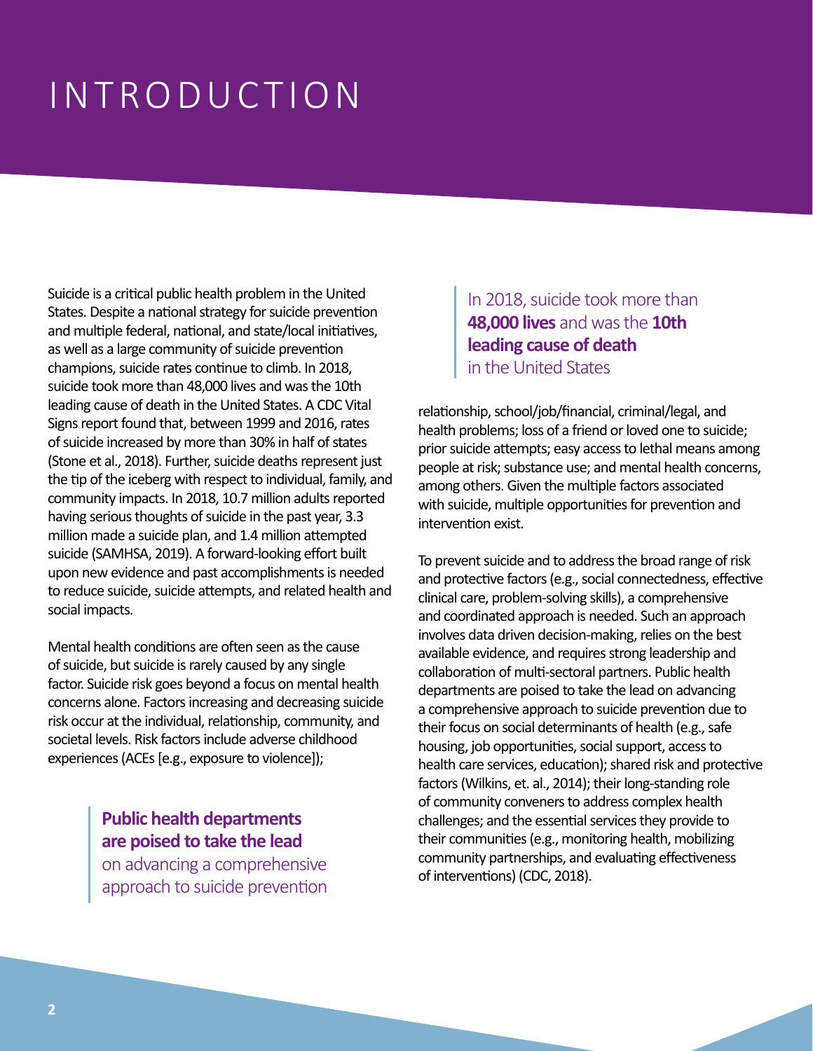# INTRODUCTION

Suicide is a critical public health problem in the United States. Despite a national strategy for suicide prevention and multiple federal, national, and state/local initiatives, as well as a large community of suicide prevention champions, suicide rates continue to climb. In 2018, suicide took more than 48,000 lives and was the 10th leading cause of death in the United States. A CDC Vital Signs report found that, between 1999 and 2016, rates of suicide increased by more than 30% in half of states (Stone et al., 2018). Further, suicide deaths represent just the tip of the iceberg with respect to individual, family, and community impacts. In 2018, 10.7 million adults reported having serious thoughts of suicide in the past year, 3.3 million made a suicide plan, and 1.4 million attempted suicide (SAMHSA, 2019). A forward-looking effort built upon new evidence and past accomplishments is needed to reduce suicide, suicide attempts, and related health and social impacts.

> In 2018, suicide took more than **48,000 lives** and was the **10th leading cause of death** in the United States

Mental health conditions are often seen as the cause of suicide, but suicide is rarely caused by any single factor. Suicide risk goes beyond a focus on mental health concerns alone. Factors increasing and decreasing suicide risk occur at the individual, relationship, community, and societal levels. Risk factors include adverse childhood experiences (ACEs [e.g., exposure to violence]); relationship, school/job/financial, criminal/legal, and health problems; loss of a friend or loved one to suicide; prior suicide attempts; easy access to lethal means among people at risk; substance use; and mental health concerns, among others. Given the multiple factors associated with suicide, multiple opportunities for prevention and intervention exist.

> **Public health departments are poised to take the lead** on advancing a comprehensive approach to suicide prevention

To prevent suicide and to address the broad range of risk and protective factors (e.g., social connectedness, effective clinical care, problem-solving skills), a comprehensive and coordinated approach is needed. Such an approach involves data driven decision-making, relies on the best available evidence, and requires strong leadership and collaboration of multi-sectoral partners. Public health departments are poised to take the lead on advancing a comprehensive approach to suicide prevention due to their focus on social determinants of health (e.g., safe housing, job opportunities, social support, access to health care services, education); shared risk and protective factors (Wilkins, et. al., 2014); their long-standing role of community conveners to address complex health challenges; and the essential services they provide to their communities (e.g., monitoring health, mobilizing community partnerships, and evaluating effectiveness of interventions) (CDC, 2018).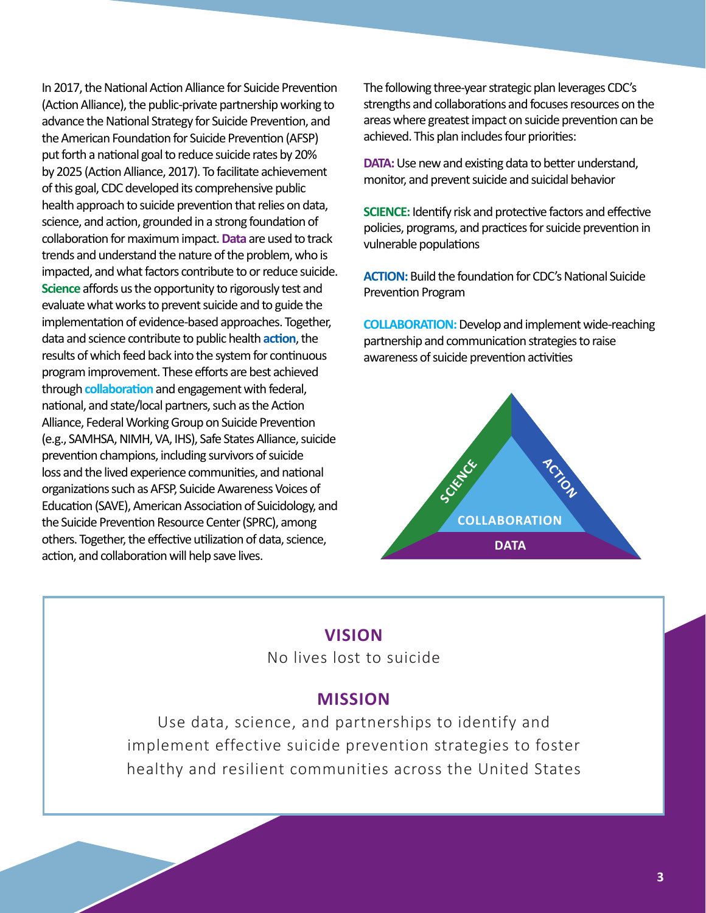In 2017, the National Action Alliance for Suicide Prevention (Action Alliance), the public-private partnership working to advance the National Strategy for Suicide Prevention, and the American Foundation for Suicide Prevention (AFSP) put forth a national goal to reduce suicide rates by 20% by 2025 (Action Alliance, 2017). To facilitate achievement of this goal, CDC developed its comprehensive public health approach to suicide prevention that relies on data, science, and action, grounded in a strong foundation of collaboration for maximum impact. **Data** are used to track trends and understand the nature of the problem, who is impacted, and what factors contribute to or reduce suicide. **Science** affords us the opportunity to rigorously test and evaluate what works to prevent suicide and to guide the implementation of evidence-based approaches. Together, data and science contribute to public health **action**, the results of which feed back into the system for continuous program improvement. These efforts are best achieved through **collaboration** and engagement with federal, national, and state/local partners, such as the Action Alliance, Federal Working Group on Suicide Prevention (e.g., SAMHSA, NIMH, VA, IHS), Safe States Alliance, suicide prevention champions, including survivors of suicide loss and the lived experience communities, and national organizations such as AFSP, Suicide Awareness Voices of Education (SAVE), American Association of Suicidology, and the Suicide Prevention Resource Center (SPRC), among others. Together, the effective utilization of data, science, action, and collaboration will help save lives.

The following three-year strategic plan leverages CDC's strengths and collaborations and focuses resources on the areas where greatest impact on suicide prevention can be achieved. This plan includes four priorities:

**DATA:** Use new and existing data to better understand, monitor, and prevent suicide and suicidal behavior

**SCIENCE:** Identify risk and protective factors and effective policies, programs, and practices for suicide prevention in vulnerable populations

**ACTION:** Build the foundation for CDC's National Suicide Prevention Program

**COLLABORATION:** Develop and implement wide-reaching partnership and communication strategies to raise awareness of suicide prevention activities

SCIENCE · ACTION · COLLABORATION · DATA

## VISION

No lives lost to suicide

## MISSION

Use data, science, and partnerships to identify and implement effective suicide prevention strategies to foster healthy and resilient communities across the United States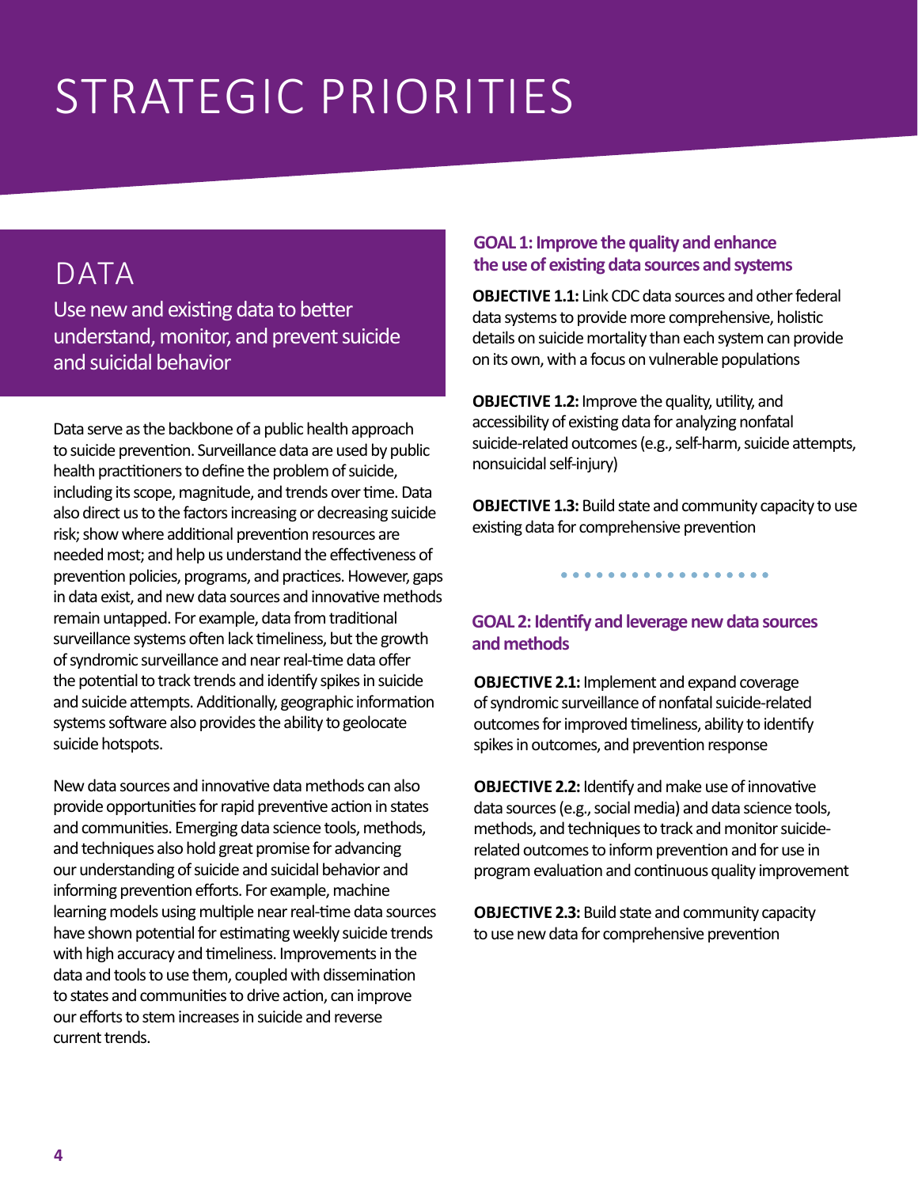# STRATEGIC PRIORITIES

## DATA

Use new and existing data to better understand, monitor, and prevent suicide and suicidal behavior

Data serve as the backbone of a public health approach to suicide prevention. Surveillance data are used by public health practitioners to define the problem of suicide, including its scope, magnitude, and trends over time. Data also direct us to the factors increasing or decreasing suicide risk; show where additional prevention resources are needed most; and help us understand the effectiveness of prevention policies, programs, and practices. However, gaps in data exist, and new data sources and innovative methods remain untapped. For example, data from traditional surveillance systems often lack timeliness, but the growth of syndromic surveillance and near real-time data offer the potential to track trends and identify spikes in suicide and suicide attempts. Additionally, geographic information systems software also provides the ability to geolocate suicide hotspots.

New data sources and innovative data methods can also provide opportunities for rapid preventive action in states and communities. Emerging data science tools, methods, and techniques also hold great promise for advancing our understanding of suicide and suicidal behavior and informing prevention efforts. For example, machine learning models using multiple near real-time data sources have shown potential for estimating weekly suicide trends with high accuracy and timeliness. Improvements in the data and tools to use them, coupled with dissemination to states and communities to drive action, can improve our efforts to stem increases in suicide and reverse current trends.

### GOAL 1: Improve the quality and enhance the use of existing data sources and systems

**OBJECTIVE 1.1:** Link CDC data sources and other federal data systems to provide more comprehensive, holistic details on suicide mortality than each system can provide on its own, with a focus on vulnerable populations

**OBJECTIVE 1.2:** Improve the quality, utility, and accessibility of existing data for analyzing nonfatal suicide-related outcomes (e.g., self-harm, suicide attempts, nonsuicidal self-injury)

**OBJECTIVE 1.3:** Build state and community capacity to use existing data for comprehensive prevention

### GOAL 2: Identify and leverage new data sources and methods

**OBJECTIVE 2.1:** Implement and expand coverage of syndromic surveillance of nonfatal suicide-related outcomes for improved timeliness, ability to identify spikes in outcomes, and prevention response

**OBJECTIVE 2.2:** Identify and make use of innovative data sources (e.g., social media) and data science tools, methods, and techniques to track and monitor suicide-related outcomes to inform prevention and for use in program evaluation and continuous quality improvement

**OBJECTIVE 2.3:** Build state and community capacity to use new data for comprehensive prevention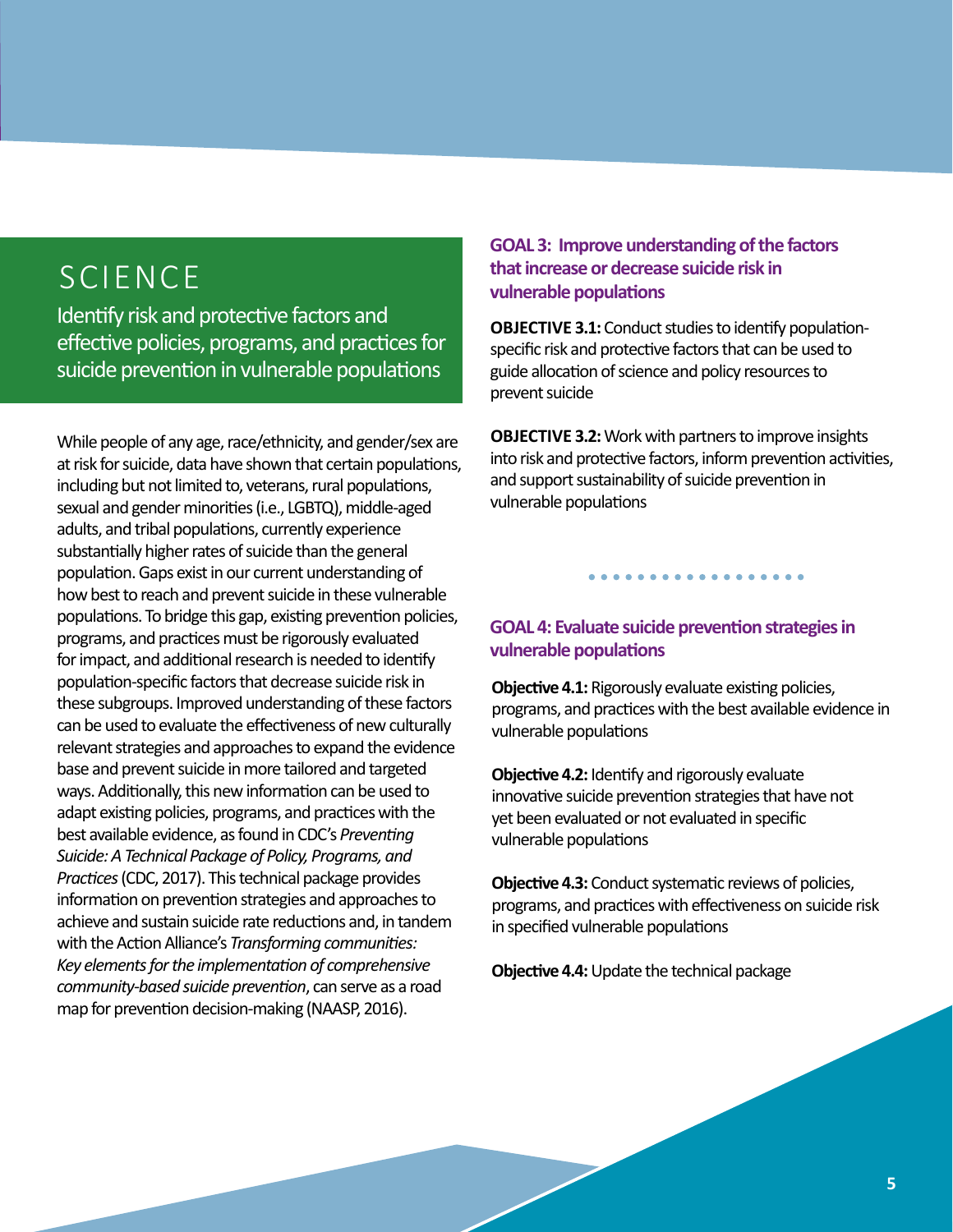# SCIENCE

Identify risk and protective factors and effective policies, programs, and practices for suicide prevention in vulnerable populations

While people of any age, race/ethnicity, and gender/sex are at risk for suicide, data have shown that certain populations, including but not limited to, veterans, rural populations, sexual and gender minorities (i.e., LGBTQ), middle-aged adults, and tribal populations, currently experience substantially higher rates of suicide than the general population. Gaps exist in our current understanding of how best to reach and prevent suicide in these vulnerable populations. To bridge this gap, existing prevention policies, programs, and practices must be rigorously evaluated for impact, and additional research is needed to identify population-specific factors that decrease suicide risk in these subgroups. Improved understanding of these factors can be used to evaluate the effectiveness of new culturally relevant strategies and approaches to expand the evidence base and prevent suicide in more tailored and targeted ways. Additionally, this new information can be used to adapt existing policies, programs, and practices with the best available evidence, as found in CDC's *Preventing Suicide: A Technical Package of Policy, Programs, and Practices* (CDC, 2017). This technical package provides information on prevention strategies and approaches to achieve and sustain suicide rate reductions and, in tandem with the Action Alliance's *Transforming communities: Key elements for the implementation of comprehensive community-based suicide prevention*, can serve as a road map for prevention decision-making (NAASP, 2016).

## GOAL 3: Improve understanding of the factors that increase or decrease suicide risk in vulnerable populations

**OBJECTIVE 3.1:** Conduct studies to identify population-specific risk and protective factors that can be used to guide allocation of science and policy resources to prevent suicide

**OBJECTIVE 3.2:** Work with partners to improve insights into risk and protective factors, inform prevention activities, and support sustainability of suicide prevention in vulnerable populations

## GOAL 4: Evaluate suicide prevention strategies in vulnerable populations

**Objective 4.1:** Rigorously evaluate existing policies, programs, and practices with the best available evidence in vulnerable populations

**Objective 4.2:** Identify and rigorously evaluate innovative suicide prevention strategies that have not yet been evaluated or not evaluated in specific vulnerable populations

**Objective 4.3:** Conduct systematic reviews of policies, programs, and practices with effectiveness on suicide risk in specified vulnerable populations

**Objective 4.4:** Update the technical package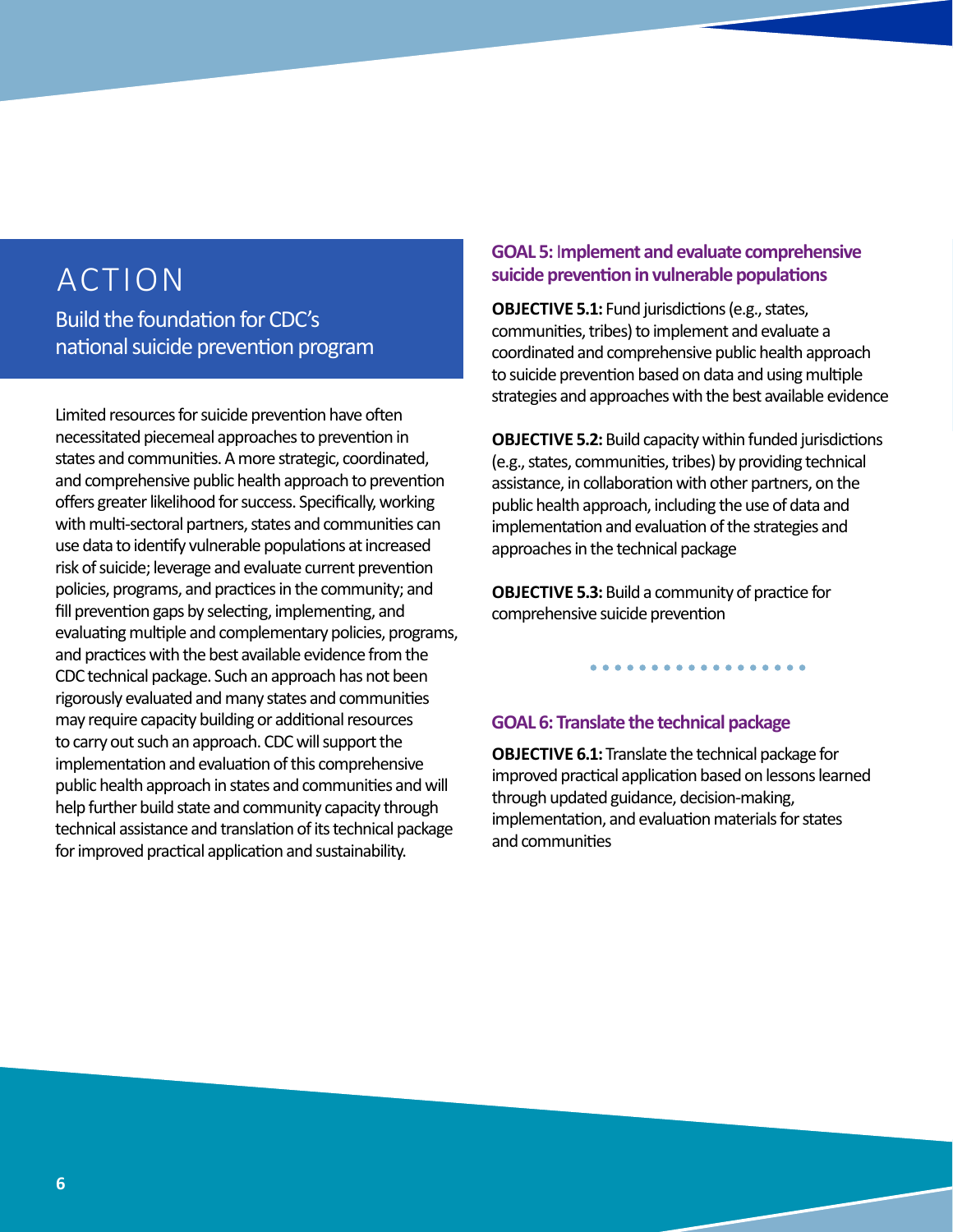# ACTION

## Build the foundation for CDC's national suicide prevention program

Limited resources for suicide prevention have often necessitated piecemeal approaches to prevention in states and communities. A more strategic, coordinated, and comprehensive public health approach to prevention offers greater likelihood for success. Specifically, working with multi-sectoral partners, states and communities can use data to identify vulnerable populations at increased risk of suicide; leverage and evaluate current prevention policies, programs, and practices in the community; and fill prevention gaps by selecting, implementing, and evaluating multiple and complementary policies, programs, and practices with the best available evidence from the CDC technical package. Such an approach has not been rigorously evaluated and many states and communities may require capacity building or additional resources to carry out such an approach. CDC will support the implementation and evaluation of this comprehensive public health approach in states and communities and will help further build state and community capacity through technical assistance and translation of its technical package for improved practical application and sustainability.

### GOAL 5: Implement and evaluate comprehensive suicide prevention in vulnerable populations

**OBJECTIVE 5.1:** Fund jurisdictions (e.g., states, communities, tribes) to implement and evaluate a coordinated and comprehensive public health approach to suicide prevention based on data and using multiple strategies and approaches with the best available evidence

**OBJECTIVE 5.2:** Build capacity within funded jurisdictions (e.g., states, communities, tribes) by providing technical assistance, in collaboration with other partners, on the public health approach, including the use of data and implementation and evaluation of the strategies and approaches in the technical package

**OBJECTIVE 5.3:** Build a community of practice for comprehensive suicide prevention

### GOAL 6: Translate the technical package

**OBJECTIVE 6.1:** Translate the technical package for improved practical application based on lessons learned through updated guidance, decision-making, implementation, and evaluation materials for states and communities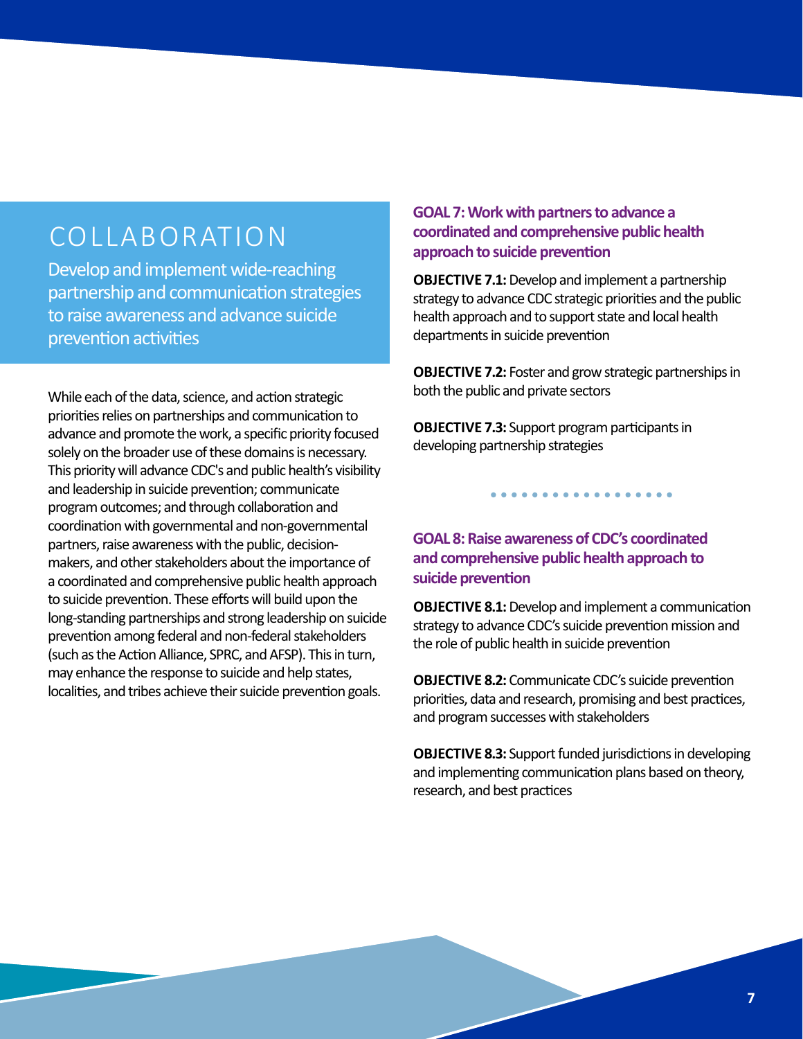# COLLABORATION

Develop and implement wide-reaching partnership and communication strategies to raise awareness and advance suicide prevention activities

While each of the data, science, and action strategic priorities relies on partnerships and communication to advance and promote the work, a specific priority focused solely on the broader use of these domains is necessary. This priority will advance CDC's and public health's visibility and leadership in suicide prevention; communicate program outcomes; and through collaboration and coordination with governmental and non-governmental partners, raise awareness with the public, decision-makers, and other stakeholders about the importance of a coordinated and comprehensive public health approach to suicide prevention. These efforts will build upon the long-standing partnerships and strong leadership on suicide prevention among federal and non-federal stakeholders (such as the Action Alliance, SPRC, and AFSP). This in turn, may enhance the response to suicide and help states, localities, and tribes achieve their suicide prevention goals.

## GOAL 7: Work with partners to advance a coordinated and comprehensive public health approach to suicide prevention

**OBJECTIVE 7.1:** Develop and implement a partnership strategy to advance CDC strategic priorities and the public health approach and to support state and local health departments in suicide prevention

**OBJECTIVE 7.2:** Foster and grow strategic partnerships in both the public and private sectors

**OBJECTIVE 7.3:** Support program participants in developing partnership strategies

## GOAL 8: Raise awareness of CDC's coordinated and comprehensive public health approach to suicide prevention

**OBJECTIVE 8.1:** Develop and implement a communication strategy to advance CDC's suicide prevention mission and the role of public health in suicide prevention

**OBJECTIVE 8.2:** Communicate CDC's suicide prevention priorities, data and research, promising and best practices, and program successes with stakeholders

**OBJECTIVE 8.3:** Support funded jurisdictions in developing and implementing communication plans based on theory, research, and best practices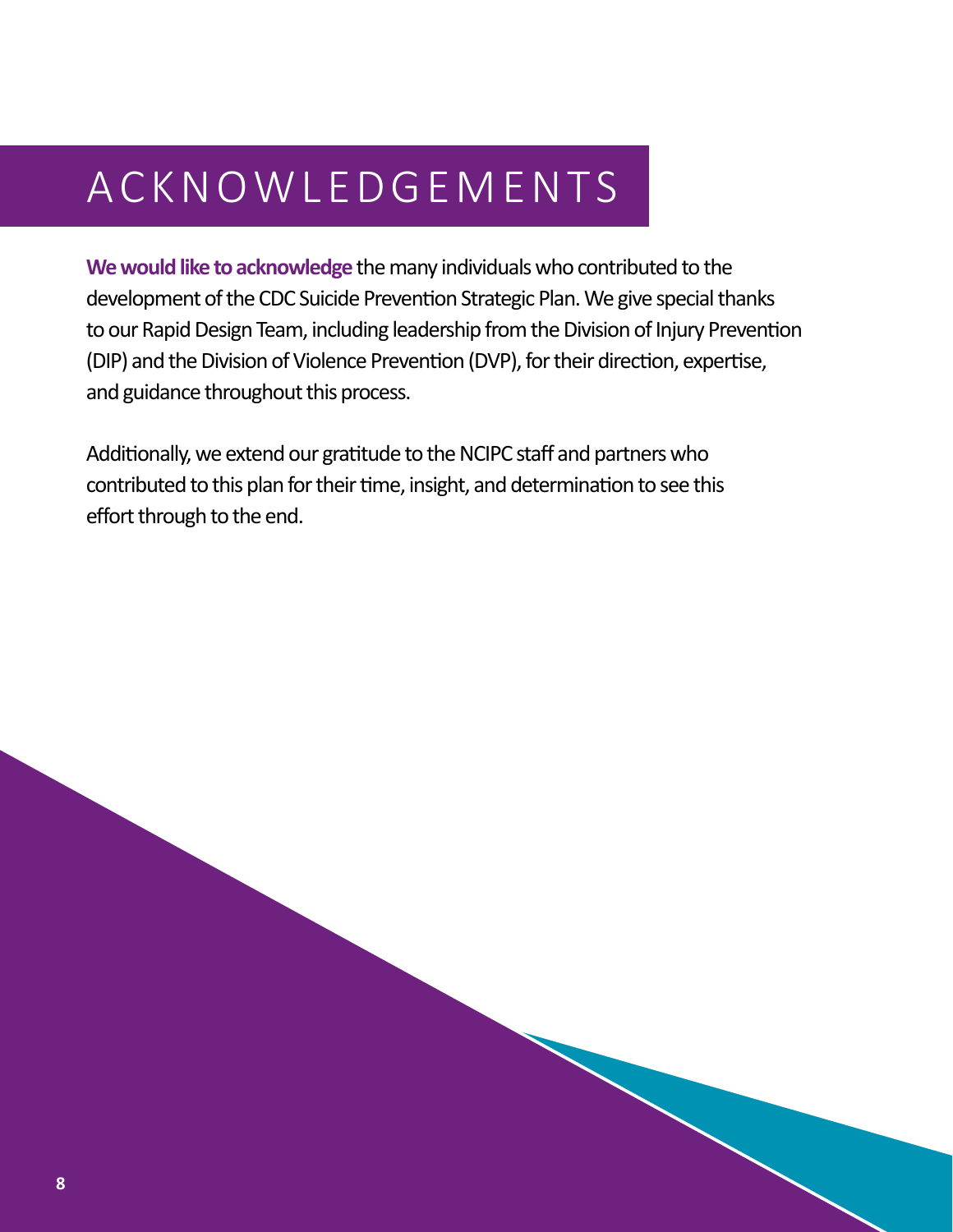# ACKNOWLEDGEMENTS

**We would like to acknowledge** the many individuals who contributed to the development of the CDC Suicide Prevention Strategic Plan. We give special thanks to our Rapid Design Team, including leadership from the Division of Injury Prevention (DIP) and the Division of Violence Prevention (DVP), for their direction, expertise, and guidance throughout this process.

Additionally, we extend our gratitude to the NCIPC staff and partners who contributed to this plan for their time, insight, and determination to see this effort through to the end.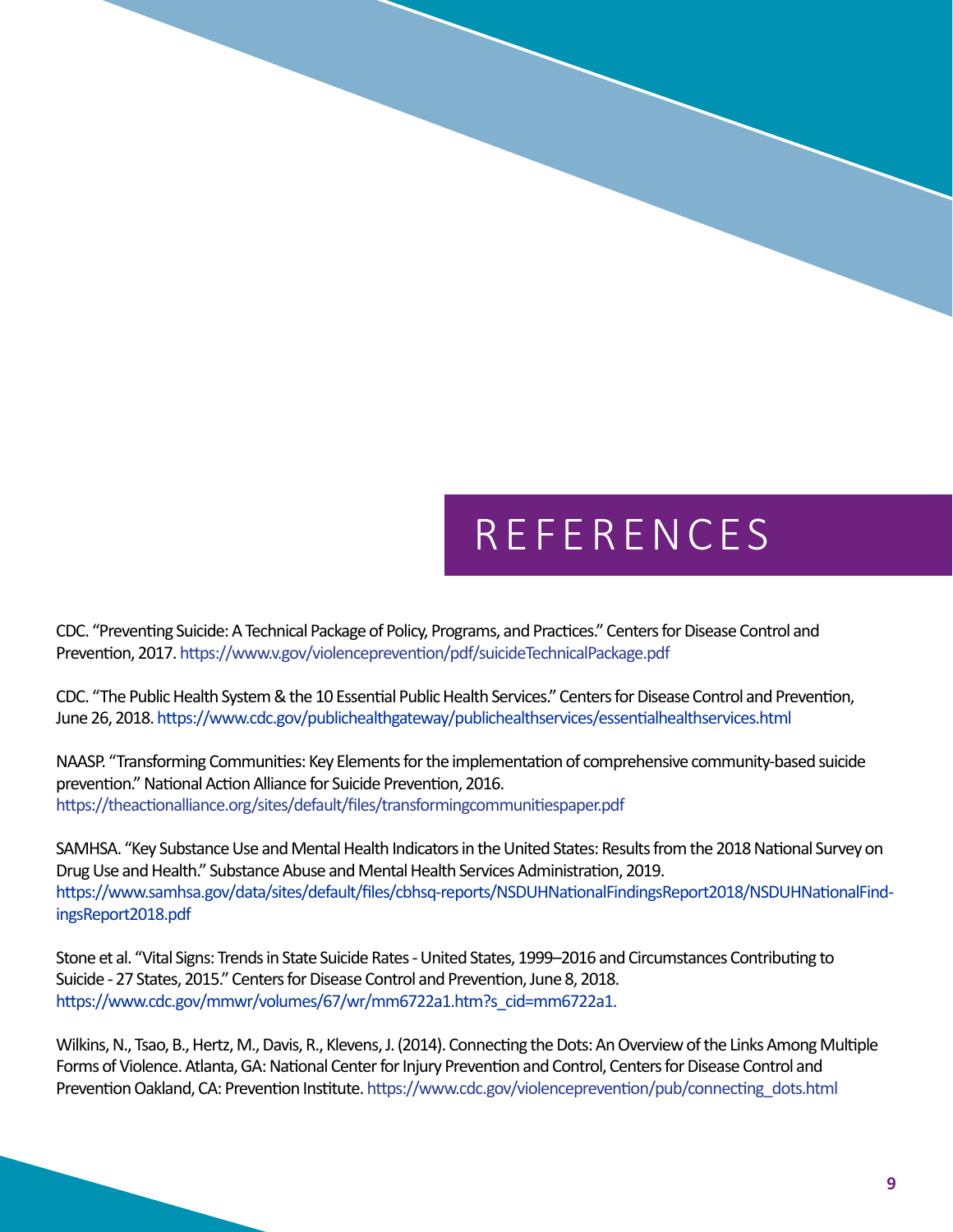# REFERENCES

CDC. "Preventing Suicide: A Technical Package of Policy, Programs, and Practices." Centers for Disease Control and Prevention, 2017. https://www.v.gov/violenceprevention/pdf/suicideTechnicalPackage.pdf

CDC. "The Public Health System & the 10 Essential Public Health Services." Centers for Disease Control and Prevention, June 26, 2018. https://www.cdc.gov/publichealthgateway/publichealthservices/essentialhealthservices.html

NAASP. "Transforming Communities: Key Elements for the implementation of comprehensive community-based suicide prevention." National Action Alliance for Suicide Prevention, 2016. https://theactionalliance.org/sites/default/files/transformingcommunitiespaper.pdf

SAMHSA. "Key Substance Use and Mental Health Indicators in the United States: Results from the 2018 National Survey on Drug Use and Health." Substance Abuse and Mental Health Services Administration, 2019. https://www.samhsa.gov/data/sites/default/files/cbhsq-reports/NSDUHNationalFindingsReport2018/NSDUHNationalFindingsReport2018.pdf

Stone et al. "Vital Signs: Trends in State Suicide Rates - United States, 1999–2016 and Circumstances Contributing to Suicide - 27 States, 2015." Centers for Disease Control and Prevention, June 8, 2018. https://www.cdc.gov/mmwr/volumes/67/wr/mm6722a1.htm?s_cid=mm6722a1.

Wilkins, N., Tsao, B., Hertz, M., Davis, R., Klevens, J. (2014). Connecting the Dots: An Overview of the Links Among Multiple Forms of Violence. Atlanta, GA: National Center for Injury Prevention and Control, Centers for Disease Control and Prevention Oakland, CA: Prevention Institute. https://www.cdc.gov/violenceprevention/pub/connecting_dots.html